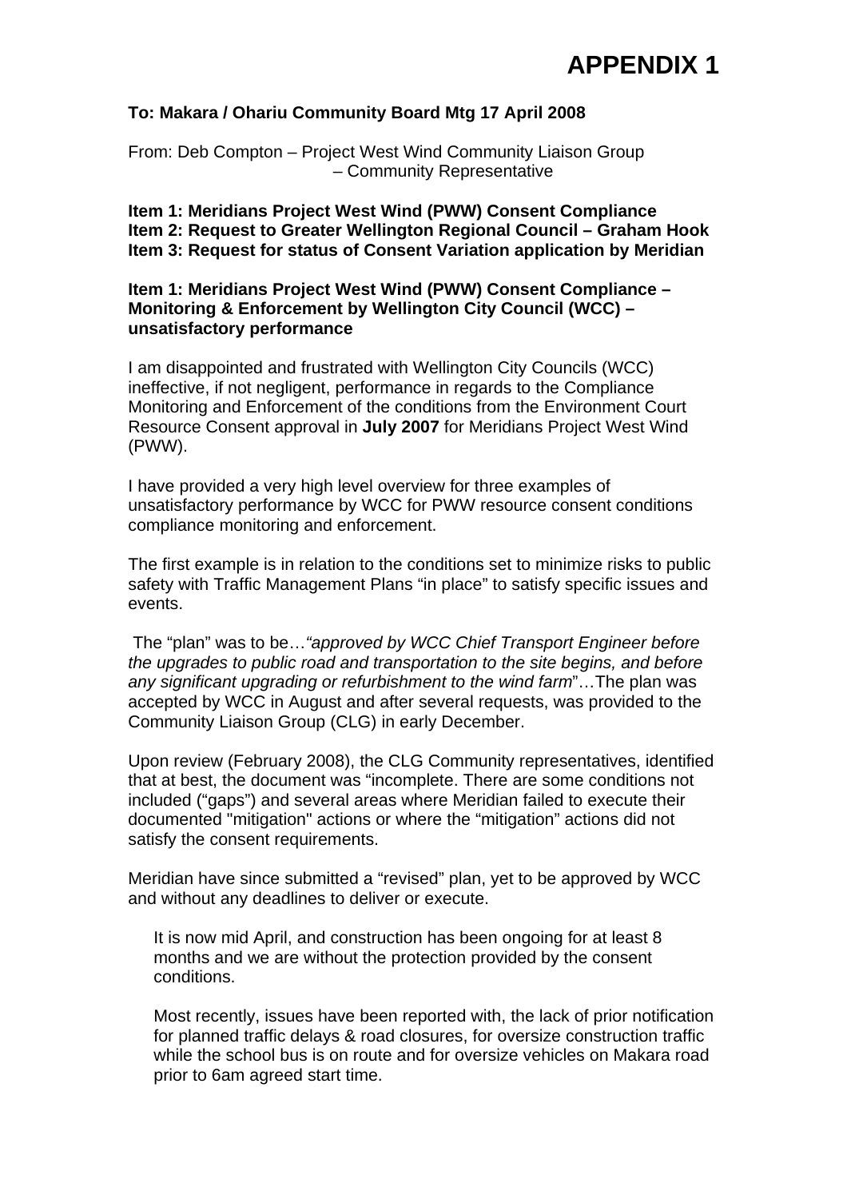# APPENDIX 1

**To: Makara / Ohariu Community Board Mtg 17 April 2008**

From: Deb Compton – Project West Wind Community Liaison Group
– Community Representative

**Item 1: Meridians Project West Wind (PWW) Consent Compliance**
**Item 2: Request to Greater Wellington Regional Council – Graham Hook**
**Item 3: Request for status of Consent Variation application by Meridian**

**Item 1: Meridians Project West Wind (PWW) Consent Compliance – Monitoring & Enforcement by Wellington City Council (WCC) – unsatisfactory performance**

I am disappointed and frustrated with Wellington City Councils (WCC) ineffective, if not negligent, performance in regards to the Compliance Monitoring and Enforcement of the conditions from the Environment Court Resource Consent approval in **July 2007** for Meridians Project West Wind (PWW).

I have provided a very high level overview for three examples of unsatisfactory performance by WCC for PWW resource consent conditions compliance monitoring and enforcement.

The first example is in relation to the conditions set to minimize risks to public safety with Traffic Management Plans "in place" to satisfy specific issues and events.

The "plan" was to be…*"approved by WCC Chief Transport Engineer before the upgrades to public road and transportation to the site begins, and before any significant upgrading or refurbishment to the wind farm*"…The plan was accepted by WCC in August and after several requests, was provided to the Community Liaison Group (CLG) in early December.

Upon review (February 2008), the CLG Community representatives, identified that at best, the document was "incomplete. There are some conditions not included ("gaps") and several areas where Meridian failed to execute their documented "mitigation" actions or where the "mitigation" actions did not satisfy the consent requirements.

Meridian have since submitted a "revised" plan, yet to be approved by WCC and without any deadlines to deliver or execute.

> It is now mid April, and construction has been ongoing for at least 8 months and we are without the protection provided by the consent conditions.
>
> Most recently, issues have been reported with, the lack of prior notification for planned traffic delays & road closures, for oversize construction traffic while the school bus is on route and for oversize vehicles on Makara road prior to 6am agreed start time.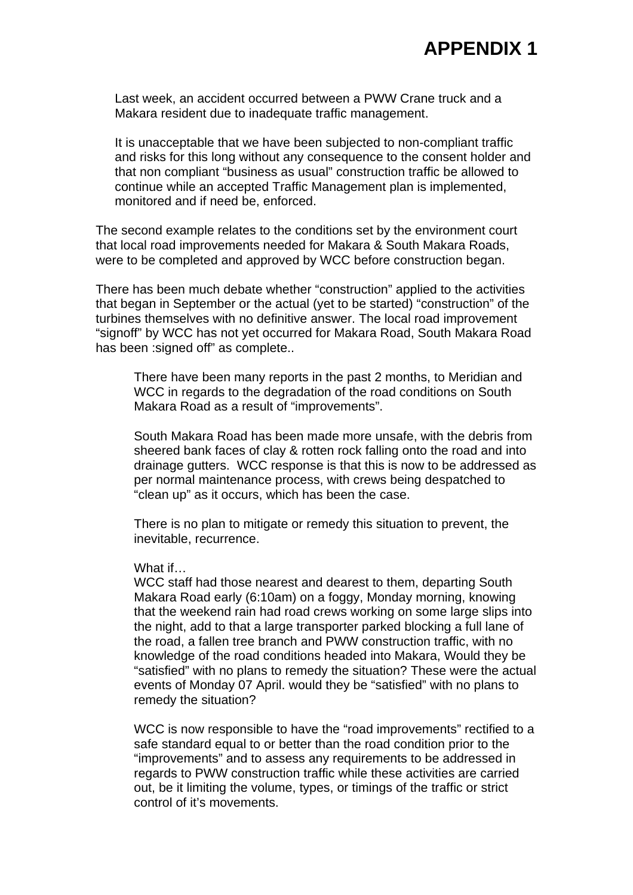# APPENDIX 1

> Last week, an accident occurred between a PWW Crane truck and a Makara resident due to inadequate traffic management.
>
> It is unacceptable that we have been subjected to non-compliant traffic and risks for this long without any consequence to the consent holder and that non compliant “business as usual” construction traffic be allowed to continue while an accepted Traffic Management plan is implemented, monitored and if need be, enforced.

The second example relates to the conditions set by the environment court that local road improvements needed for Makara & South Makara Roads, were to be completed and approved by WCC before construction began.

There has been much debate whether “construction” applied to the activities that began in September or the actual (yet to be started) “construction” of the turbines themselves with no definitive answer. The local road improvement “signoff” by WCC has not yet occurred for Makara Road, South Makara Road has been :signed off” as complete..

> There have been many reports in the past 2 months, to Meridian and WCC in regards to the degradation of the road conditions on South Makara Road as a result of “improvements”.
>
> South Makara Road has been made more unsafe, with the debris from sheered bank faces of clay & rotten rock falling onto the road and into drainage gutters. WCC response is that this is now to be addressed as per normal maintenance process, with crews being despatched to “clean up” as it occurs, which has been the case.
>
> There is no plan to mitigate or remedy this situation to prevent, the inevitable, recurrence.
>
> What if…
> WCC staff had those nearest and dearest to them, departing South Makara Road early (6:10am) on a foggy, Monday morning, knowing that the weekend rain had road crews working on some large slips into the night, add to that a large transporter parked blocking a full lane of the road, a fallen tree branch and PWW construction traffic, with no knowledge of the road conditions headed into Makara, Would they be “satisfied” with no plans to remedy the situation? These were the actual events of Monday 07 April. would they be “satisfied” with no plans to remedy the situation?
>
> WCC is now responsible to have the “road improvements” rectified to a safe standard equal to or better than the road condition prior to the “improvements” and to assess any requirements to be addressed in regards to PWW construction traffic while these activities are carried out, be it limiting the volume, types, or timings of the traffic or strict control of it’s movements.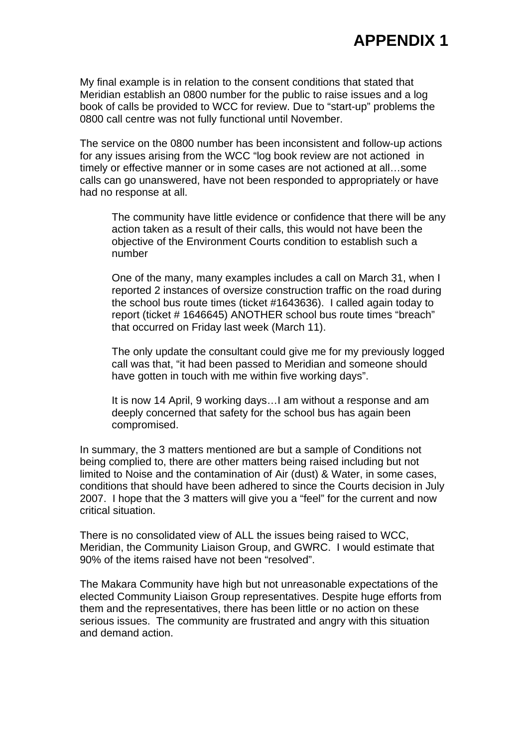# APPENDIX 1

My final example is in relation to the consent conditions that stated that Meridian establish an 0800 number for the public to raise issues and a log book of calls be provided to WCC for review. Due to "start-up" problems the 0800 call centre was not fully functional until November.

The service on the 0800 number has been inconsistent and follow-up actions for any issues arising from the WCC "log book review are not actioned in timely or effective manner or in some cases are not actioned at all…some calls can go unanswered, have not been responded to appropriately or have had no response at all.

> The community have little evidence or confidence that there will be any action taken as a result of their calls, this would not have been the objective of the Environment Courts condition to establish such a number
>
> One of the many, many examples includes a call on March 31, when I reported 2 instances of oversize construction traffic on the road during the school bus route times (ticket #1643636). I called again today to report (ticket # 1646645) ANOTHER school bus route times "breach" that occurred on Friday last week (March 11).
>
> The only update the consultant could give me for my previously logged call was that, "it had been passed to Meridian and someone should have gotten in touch with me within five working days".
>
> It is now 14 April, 9 working days…I am without a response and am deeply concerned that safety for the school bus has again been compromised.

In summary, the 3 matters mentioned are but a sample of Conditions not being complied to, there are other matters being raised including but not limited to Noise and the contamination of Air (dust) & Water, in some cases, conditions that should have been adhered to since the Courts decision in July 2007. I hope that the 3 matters will give you a "feel" for the current and now critical situation.

There is no consolidated view of ALL the issues being raised to WCC, Meridian, the Community Liaison Group, and GWRC. I would estimate that 90% of the items raised have not been "resolved".

The Makara Community have high but not unreasonable expectations of the elected Community Liaison Group representatives. Despite huge efforts from them and the representatives, there has been little or no action on these serious issues. The community are frustrated and angry with this situation and demand action.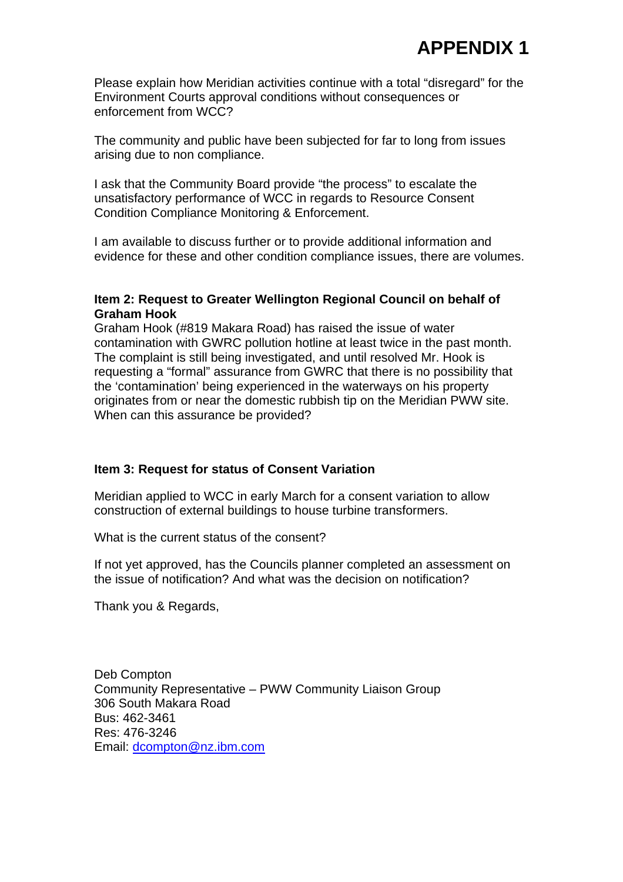# APPENDIX 1

Please explain how Meridian activities continue with a total "disregard" for the Environment Courts approval conditions without consequences or enforcement from WCC?

The community and public have been subjected for far to long from issues arising due to non compliance.

I ask that the Community Board provide "the process" to escalate the unsatisfactory performance of WCC in regards to Resource Consent Condition Compliance Monitoring & Enforcement.

I am available to discuss further or to provide additional information and evidence for these and other condition compliance issues, there are volumes.

**Item 2: Request to Greater Wellington Regional Council on behalf of Graham Hook**

Graham Hook (#819 Makara Road) has raised the issue of water contamination with GWRC pollution hotline at least twice in the past month. The complaint is still being investigated, and until resolved Mr. Hook is requesting a "formal" assurance from GWRC that there is no possibility that the 'contamination' being experienced in the waterways on his property originates from or near the domestic rubbish tip on the Meridian PWW site. When can this assurance be provided?

**Item 3: Request for status of Consent Variation**

Meridian applied to WCC in early March for a consent variation to allow construction of external buildings to house turbine transformers.

What is the current status of the consent?

If not yet approved, has the Councils planner completed an assessment on the issue of notification? And what was the decision on notification?

Thank you & Regards,

Deb Compton
Community Representative – PWW Community Liaison Group
306 South Makara Road
Bus: 462-3461
Res: 476-3246
Email: dcompton@nz.ibm.com